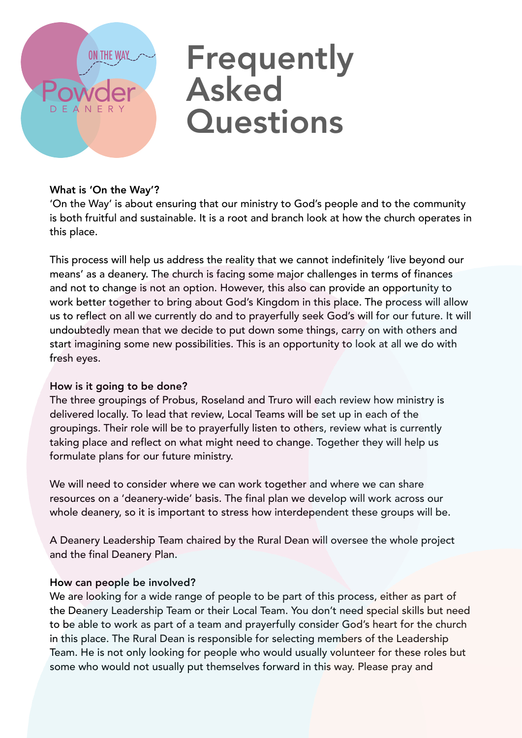# Frequently Asked Questions

**What is 'On the Way'?**
'On the Way' is about ensuring that our ministry to God's people and to the community is both fruitful and sustainable. It is a root and branch look at how the church operates in this place.

This process will help us address the reality that we cannot indefinitely 'live beyond our means' as a deanery. The church is facing some major challenges in terms of finances and not to change is not an option. However, this also can provide an opportunity to work better together to bring about God's Kingdom in this place. The process will allow us to reflect on all we currently do and to prayerfully seek God's will for our future. It will undoubtedly mean that we decide to put down some things, carry on with others and start imagining some new possibilities. This is an opportunity to look at all we do with fresh eyes.

**How is it going to be done?**
The three groupings of Probus, Roseland and Truro will each review how ministry is delivered locally. To lead that review, Local Teams will be set up in each of the groupings. Their role will be to prayerfully listen to others, review what is currently taking place and reflect on what might need to change. Together they will help us formulate plans for our future ministry.

We will need to consider where we can work together and where we can share resources on a 'deanery-wide' basis. The final plan we develop will work across our whole deanery, so it is important to stress how interdependent these groups will be.

A Deanery Leadership Team chaired by the Rural Dean will oversee the whole project and the final Deanery Plan.

**How can people be involved?**
We are looking for a wide range of people to be part of this process, either as part of the Deanery Leadership Team or their Local Team. You don't need special skills but need to be able to work as part of a team and prayerfully consider God's heart for the church in this place. The Rural Dean is responsible for selecting members of the Leadership Team. He is not only looking for people who would usually volunteer for these roles but some who would not usually put themselves forward in this way. Please pray and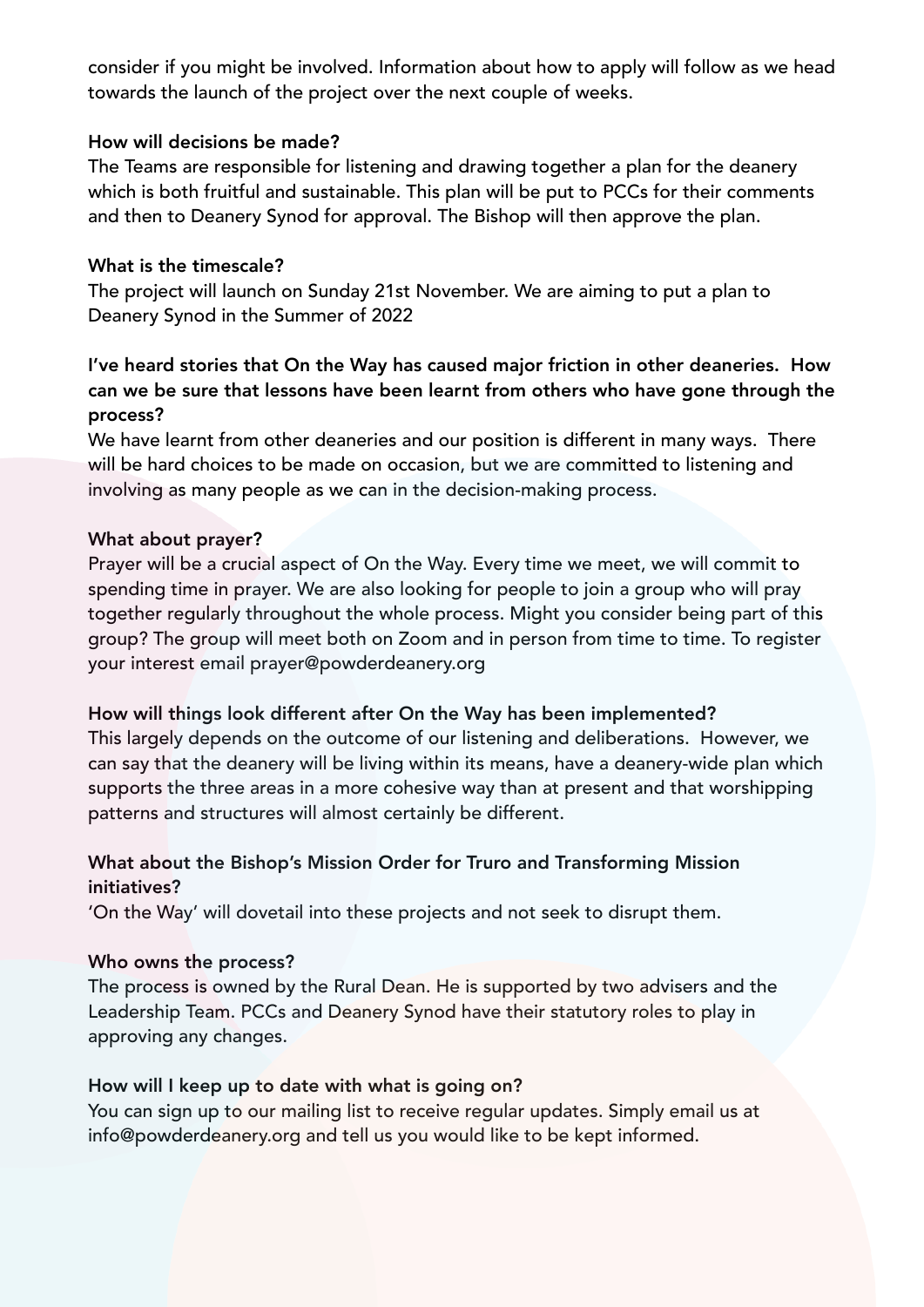consider if you might be involved. Information about how to apply will follow as we head towards the launch of the project over the next couple of weeks.

**How will decisions be made?**

The Teams are responsible for listening and drawing together a plan for the deanery which is both fruitful and sustainable. This plan will be put to PCCs for their comments and then to Deanery Synod for approval. The Bishop will then approve the plan.

**What is the timescale?**

The project will launch on Sunday 21st November. We are aiming to put a plan to Deanery Synod in the Summer of 2022

**I've heard stories that On the Way has caused major friction in other deaneries. How can we be sure that lessons have been learnt from others who have gone through the process?**

We have learnt from other deaneries and our position is different in many ways. There will be hard choices to be made on occasion, but we are committed to listening and involving as many people as we can in the decision-making process.

**What about prayer?**

Prayer will be a crucial aspect of On the Way. Every time we meet, we will commit to spending time in prayer. We are also looking for people to join a group who will pray together regularly throughout the whole process. Might you consider being part of this group? The group will meet both on Zoom and in person from time to time. To register your interest email prayer@powderdeanery.org

**How will things look different after On the Way has been implemented?**

This largely depends on the outcome of our listening and deliberations. However, we can say that the deanery will be living within its means, have a deanery-wide plan which supports the three areas in a more cohesive way than at present and that worshipping patterns and structures will almost certainly be different.

**What about the Bishop's Mission Order for Truro and Transforming Mission initiatives?**

'On the Way' will dovetail into these projects and not seek to disrupt them.

**Who owns the process?**

The process is owned by the Rural Dean. He is supported by two advisers and the Leadership Team. PCCs and Deanery Synod have their statutory roles to play in approving any changes.

**How will I keep up to date with what is going on?**

You can sign up to our mailing list to receive regular updates. Simply email us at info@powderdeanery.org and tell us you would like to be kept informed.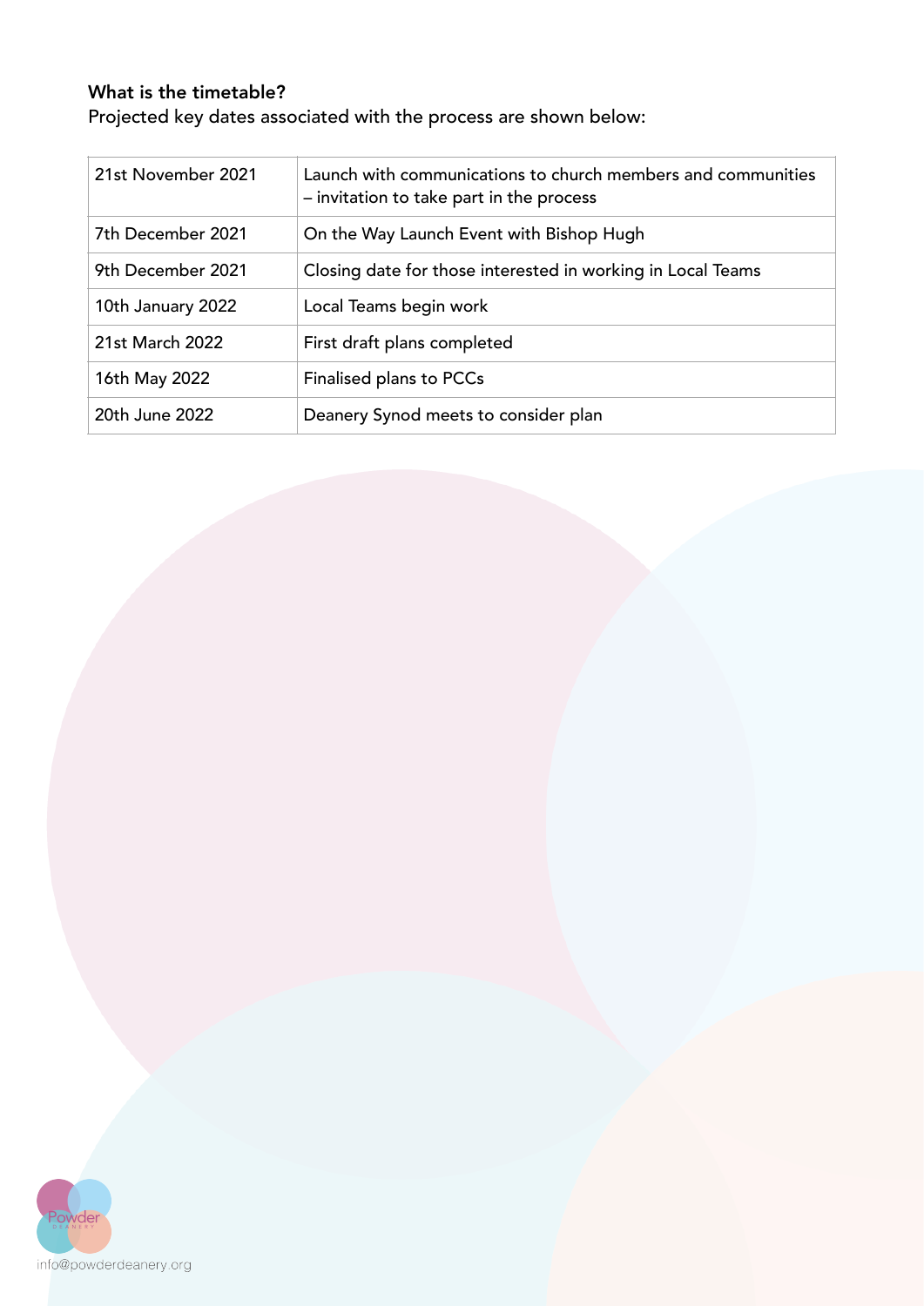**What is the timetable?**

Projected key dates associated with the process are shown below:

| | |
|---|---|
| 21st November 2021 | Launch with communications to church members and communities – invitation to take part in the process |
| 7th December 2021 | On the Way Launch Event with Bishop Hugh |
| 9th December 2021 | Closing date for those interested in working in Local Teams |
| 10th January 2022 | Local Teams begin work |
| 21st March 2022 | First draft plans completed |
| 16th May 2022 | Finalised plans to PCCs |
| 20th June 2022 | Deanery Synod meets to consider plan |

Powder DEANERY

info@powderdeanery.org